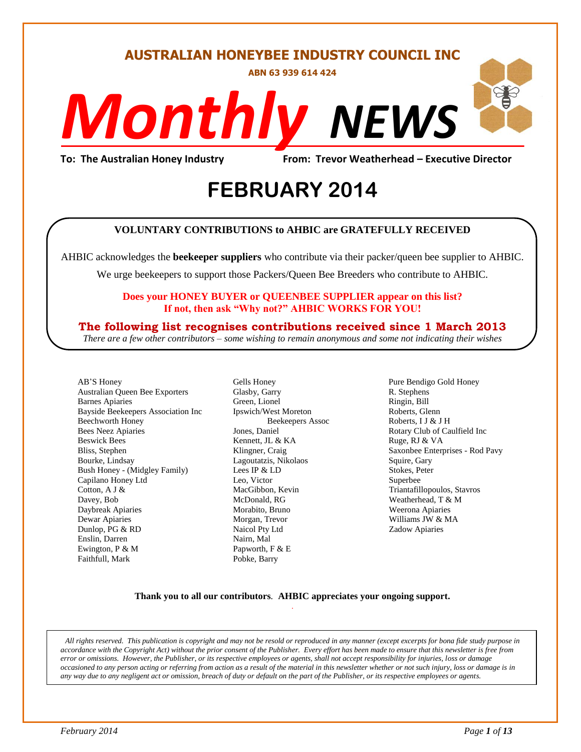# AUSTRALIAN HONEYBEE INDUSTRY COUNCIL INC

**ABN 63 939 614 424**

# *Monthly* NEWS

**To: The Australian Honey Industry** **From: Trevor Weatherhead – Executive Director**

# FEBRUARY 2014

**VOLUNTARY CONTRIBUTIONS to AHBIC are GRATEFULLY RECEIVED**

AHBIC acknowledges the **beekeeper suppliers** who contribute via their packer/queen bee supplier to AHBIC.

We urge beekeepers to support those Packers/Queen Bee Breeders who contribute to AHBIC.

**Does your HONEY BUYER or QUEENBEE SUPPLIER appear on this list?**
**If not, then ask "Why not?" AHBIC WORKS FOR YOU!**

**The following list recognises contributions received since 1 March 2013**

*There are a few other contributors – some wishing to remain anonymous and some not indicating their wishes*

AB'S Honey
Australian Queen Bee Exporters
Barnes Apiaries
Bayside Beekeepers Association Inc
Beechworth Honey
Bees Neez Apiaries
Beswick Bees
Bliss, Stephen
Bourke, Lindsay
Bush Honey - (Midgley Family)
Capilano Honey Ltd
Cotton, A J &
Davey, Bob
Daybreak Apiaries
Dewar Apiaries
Dunlop, PG & RD
Enslin, Darren
Ewington, P & M
Faithfull, Mark
Gells Honey
Glasby, Garry
Green, Lionel
Ipswich/West Moreton Beekeepers Assoc
Jones, Daniel
Kennett, JL & KA
Klingner, Craig
Lagoutatzis, Nikolaos
Lees IP & LD
Leo, Victor
MacGibbon, Kevin
McDonald, RG
Morabito, Bruno
Morgan, Trevor
Naicol Pty Ltd
Nairn, Mal
Papworth, F & E
Pobke, Barry
Pure Bendigo Gold Honey
R. Stephens
Ringin, Bill
Roberts, Glenn
Roberts, I J & J H
Rotary Club of Caulfield Inc
Ruge, RJ & VA
Saxonbee Enterprises - Rod Pavy
Squire, Gary
Stokes, Peter
Superbee
Triantafillopoulos, Stavros
Weatherhead, T & M
Weerona Apiaries
Williams JW & MA
Zadow Apiaries

**Thank you to all our contributors**. **AHBIC appreciates your ongoing support.**

*All rights reserved. This publication is copyright and may not be resold or reproduced in any manner (except excerpts for bona fide study purpose in accordance with the Copyright Act) without the prior consent of the Publisher. Every effort has been made to ensure that this newsletter is free from error or omissions. However, the Publisher, or its respective employees or agents, shall not accept responsibility for injuries, loss or damage occasioned to any person acting or referring from action as a result of the material in this newsletter whether or not such injury, loss or damage is in any way due to any negligent act or omission, breach of duty or default on the part of the Publisher, or its respective employees or agents.*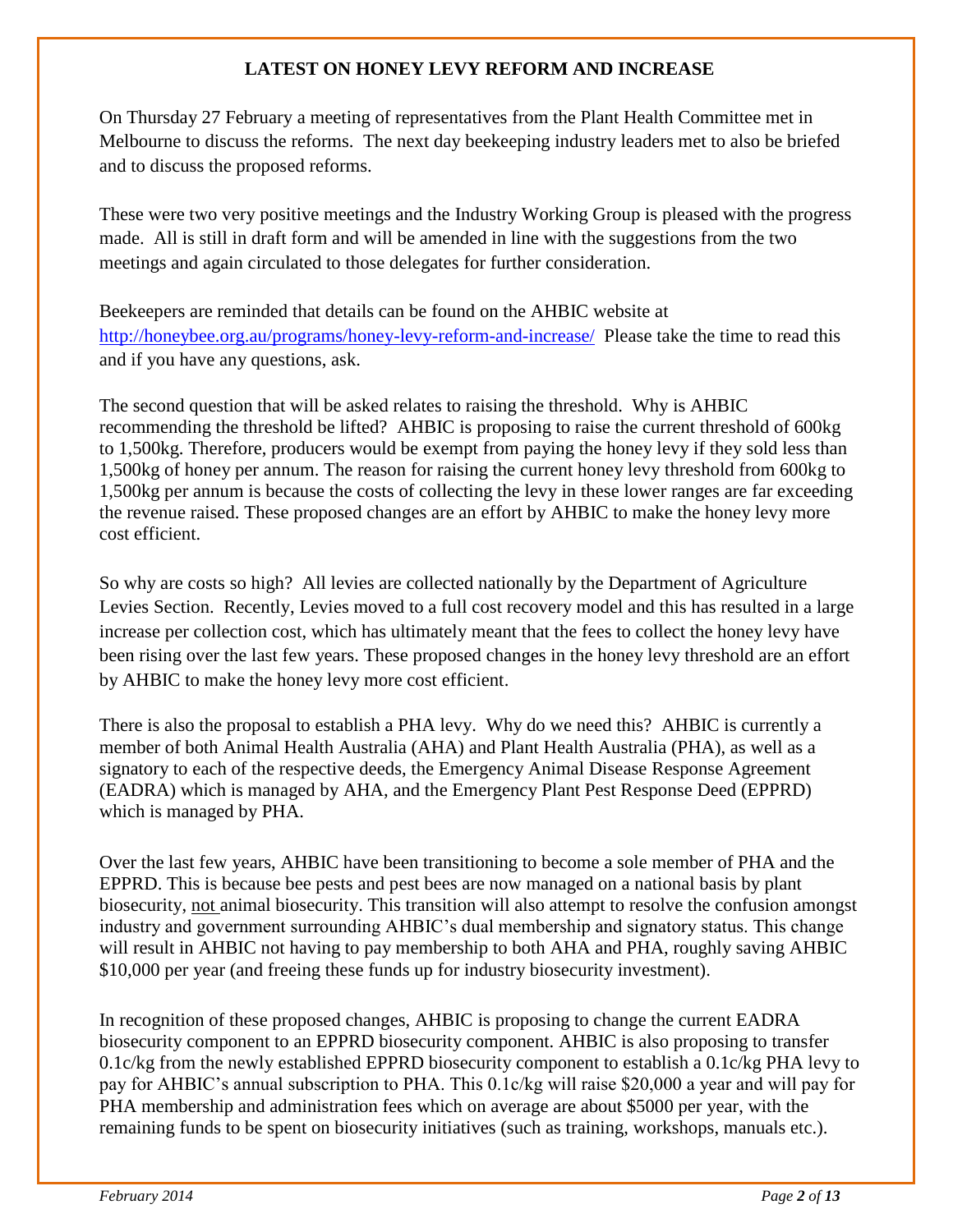## LATEST ON HONEY LEVY REFORM AND INCREASE

On Thursday 27 February a meeting of representatives from the Plant Health Committee met in Melbourne to discuss the reforms. The next day beekeeping industry leaders met to also be briefed and to discuss the proposed reforms.

These were two very positive meetings and the Industry Working Group is pleased with the progress made. All is still in draft form and will be amended in line with the suggestions from the two meetings and again circulated to those delegates for further consideration.

Beekeepers are reminded that details can be found on the AHBIC website at http://honeybee.org.au/programs/honey-levy-reform-and-increase/ Please take the time to read this and if you have any questions, ask.

The second question that will be asked relates to raising the threshold. Why is AHBIC recommending the threshold be lifted? AHBIC is proposing to raise the current threshold of 600kg to 1,500kg. Therefore, producers would be exempt from paying the honey levy if they sold less than 1,500kg of honey per annum. The reason for raising the current honey levy threshold from 600kg to 1,500kg per annum is because the costs of collecting the levy in these lower ranges are far exceeding the revenue raised. These proposed changes are an effort by AHBIC to make the honey levy more cost efficient.

So why are costs so high? All levies are collected nationally by the Department of Agriculture Levies Section. Recently, Levies moved to a full cost recovery model and this has resulted in a large increase per collection cost, which has ultimately meant that the fees to collect the honey levy have been rising over the last few years. These proposed changes in the honey levy threshold are an effort by AHBIC to make the honey levy more cost efficient.

There is also the proposal to establish a PHA levy. Why do we need this? AHBIC is currently a member of both Animal Health Australia (AHA) and Plant Health Australia (PHA), as well as a signatory to each of the respective deeds, the Emergency Animal Disease Response Agreement (EADRA) which is managed by AHA, and the Emergency Plant Pest Response Deed (EPPRD) which is managed by PHA.

Over the last few years, AHBIC have been transitioning to become a sole member of PHA and the EPPRD. This is because bee pests and pest bees are now managed on a national basis by plant biosecurity, not animal biosecurity. This transition will also attempt to resolve the confusion amongst industry and government surrounding AHBIC's dual membership and signatory status. This change will result in AHBIC not having to pay membership to both AHA and PHA, roughly saving AHBIC $10,000 per year (and freeing these funds up for industry biosecurity investment).

In recognition of these proposed changes, AHBIC is proposing to change the current EADRA biosecurity component to an EPPRD biosecurity component. AHBIC is also proposing to transfer 0.1c/kg from the newly established EPPRD biosecurity component to establish a 0.1c/kg PHA levy to pay for AHBIC's annual subscription to PHA. This 0.1c/kg will raise $20,000 a year and will pay for PHA membership and administration fees which on average are about $5000 per year, with the remaining funds to be spent on biosecurity initiatives (such as training, workshops, manuals etc.).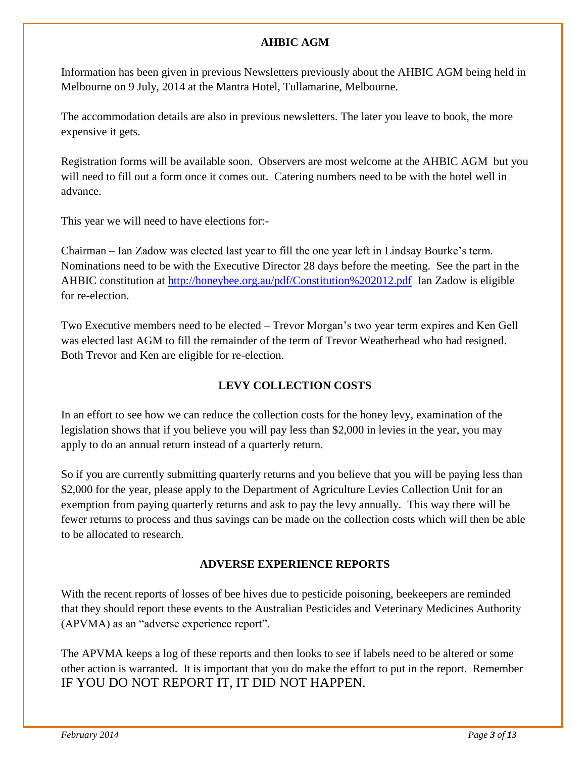## AHBIC AGM

Information has been given in previous Newsletters previously about the AHBIC AGM being held in Melbourne on 9 July, 2014 at the Mantra Hotel, Tullamarine, Melbourne.

The accommodation details are also in previous newsletters. The later you leave to book, the more expensive it gets.

Registration forms will be available soon. Observers are most welcome at the AHBIC AGM but you will need to fill out a form once it comes out. Catering numbers need to be with the hotel well in advance.

This year we will need to have elections for:-

Chairman – Ian Zadow was elected last year to fill the one year left in Lindsay Bourke's term. Nominations need to be with the Executive Director 28 days before the meeting. See the part in the AHBIC constitution at http://honeybee.org.au/pdf/Constitution%202012.pdf Ian Zadow is eligible for re-election.

Two Executive members need to be elected – Trevor Morgan's two year term expires and Ken Gell was elected last AGM to fill the remainder of the term of Trevor Weatherhead who had resigned. Both Trevor and Ken are eligible for re-election.

## LEVY COLLECTION COSTS

In an effort to see how we can reduce the collection costs for the honey levy, examination of the legislation shows that if you believe you will pay less than $2,000 in levies in the year, you may apply to do an annual return instead of a quarterly return.

So if you are currently submitting quarterly returns and you believe that you will be paying less than $2,000 for the year, please apply to the Department of Agriculture Levies Collection Unit for an exemption from paying quarterly returns and ask to pay the levy annually. This way there will be fewer returns to process and thus savings can be made on the collection costs which will then be able to be allocated to research.

## ADVERSE EXPERIENCE REPORTS

With the recent reports of losses of bee hives due to pesticide poisoning, beekeepers are reminded that they should report these events to the Australian Pesticides and Veterinary Medicines Authority (APVMA) as an "adverse experience report".

The APVMA keeps a log of these reports and then looks to see if labels need to be altered or some other action is warranted. It is important that you do make the effort to put in the report. Remember IF YOU DO NOT REPORT IT, IT DID NOT HAPPEN.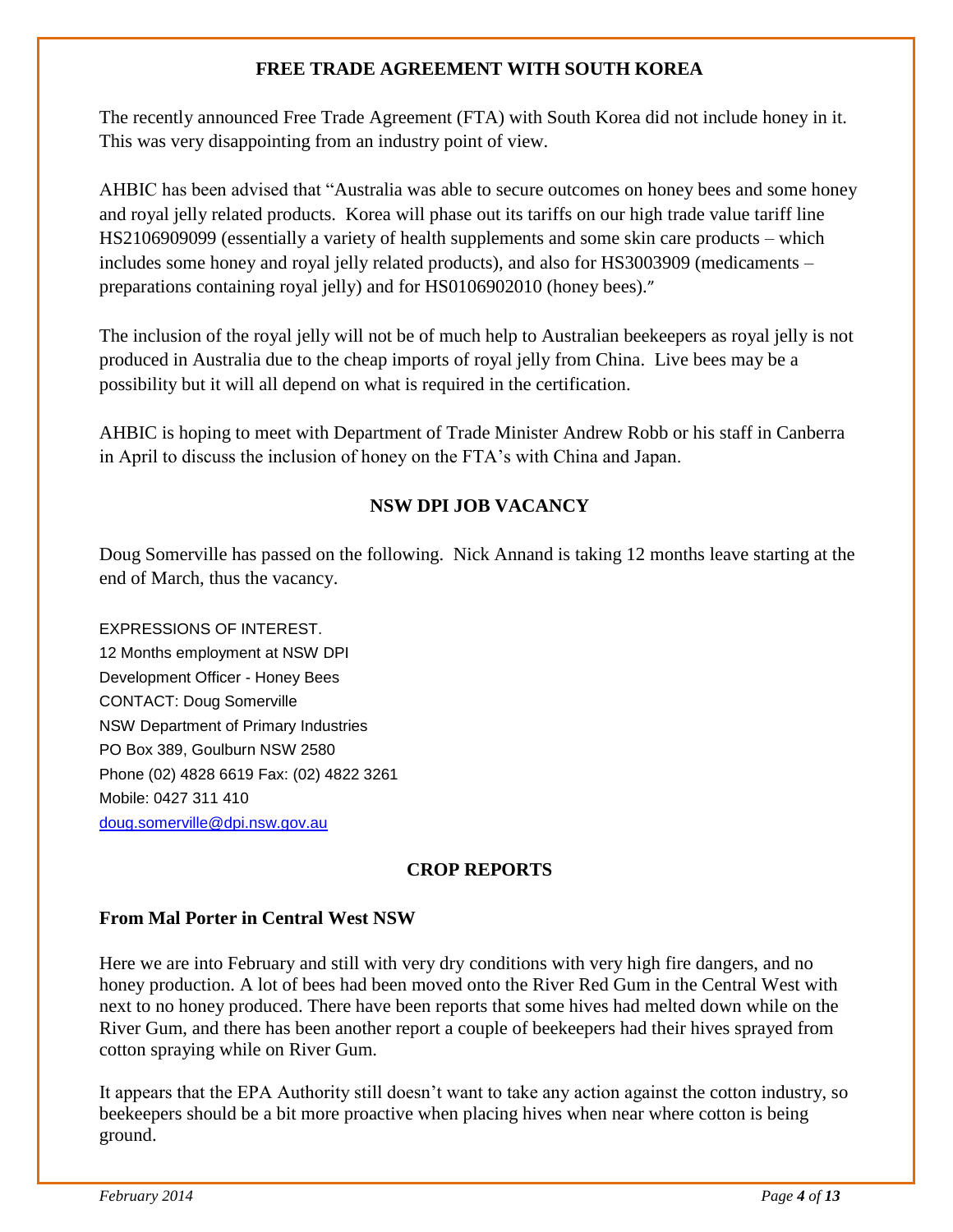## FREE TRADE AGREEMENT WITH SOUTH KOREA

The recently announced Free Trade Agreement (FTA) with South Korea did not include honey in it. This was very disappointing from an industry point of view.

AHBIC has been advised that "Australia was able to secure outcomes on honey bees and some honey and royal jelly related products. Korea will phase out its tariffs on our high trade value tariff line HS2106909099 (essentially a variety of health supplements and some skin care products – which includes some honey and royal jelly related products), and also for HS3003909 (medicaments – preparations containing royal jelly) and for HS0106902010 (honey bees)."

The inclusion of the royal jelly will not be of much help to Australian beekeepers as royal jelly is not produced in Australia due to the cheap imports of royal jelly from China. Live bees may be a possibility but it will all depend on what is required in the certification.

AHBIC is hoping to meet with Department of Trade Minister Andrew Robb or his staff in Canberra in April to discuss the inclusion of honey on the FTA's with China and Japan.

## NSW DPI JOB VACANCY

Doug Somerville has passed on the following. Nick Annand is taking 12 months leave starting at the end of March, thus the vacancy.

EXPRESSIONS OF INTEREST.
12 Months employment at NSW DPI
Development Officer - Honey Bees
CONTACT: Doug Somerville
NSW Department of Primary Industries
PO Box 389, Goulburn NSW 2580
Phone (02) 4828 6619 Fax: (02) 4822 3261
Mobile: 0427 311 410
doug.somerville@dpi.nsw.gov.au

## CROP REPORTS

### From Mal Porter in Central West NSW

Here we are into February and still with very dry conditions with very high fire dangers, and no honey production. A lot of bees had been moved onto the River Red Gum in the Central West with next to no honey produced. There have been reports that some hives had melted down while on the River Gum, and there has been another report a couple of beekeepers had their hives sprayed from cotton spraying while on River Gum.

It appears that the EPA Authority still doesn't want to take any action against the cotton industry, so beekeepers should be a bit more proactive when placing hives when near where cotton is being ground.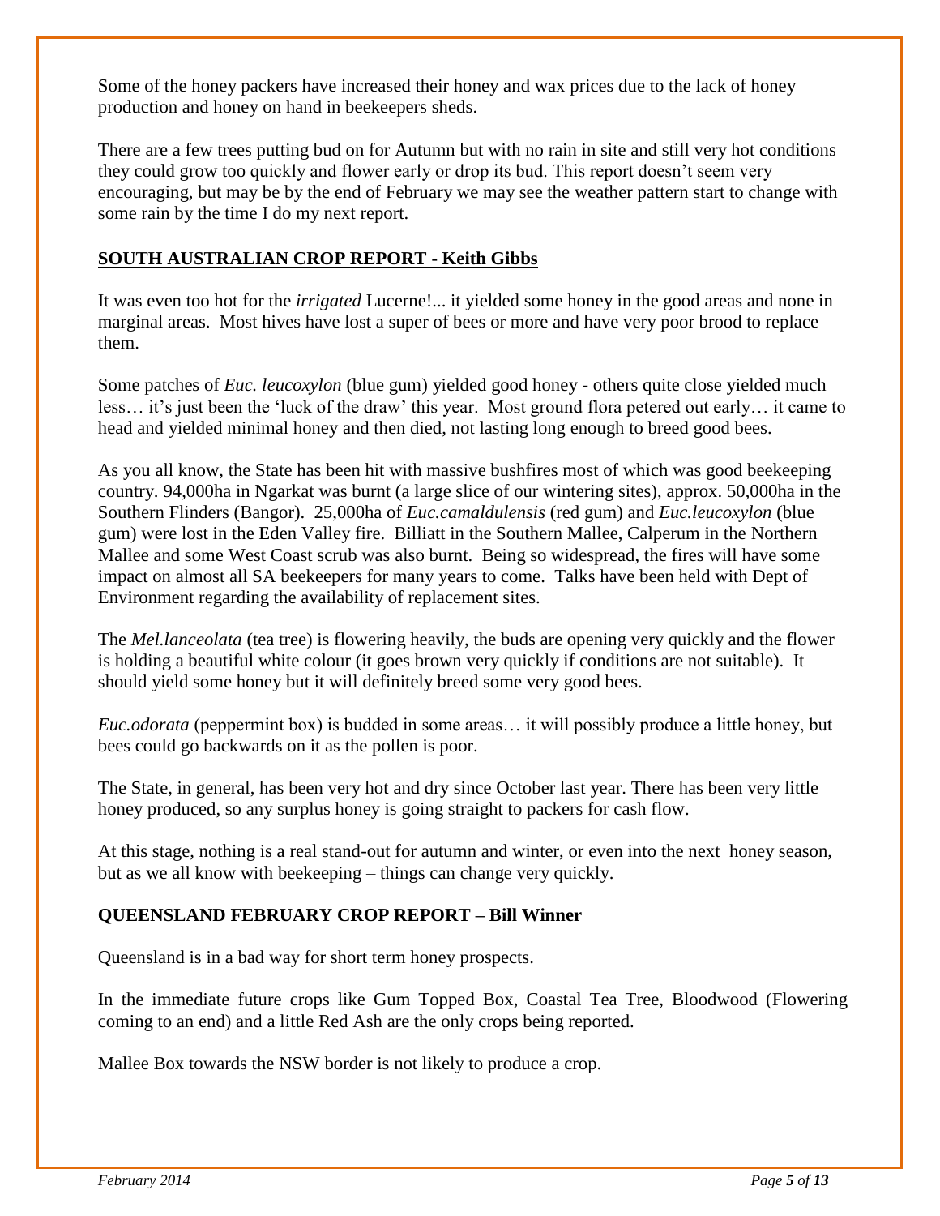Some of the honey packers have increased their honey and wax prices due to the lack of honey production and honey on hand in beekeepers sheds.

There are a few trees putting bud on for Autumn but with no rain in site and still very hot conditions they could grow too quickly and flower early or drop its bud. This report doesn't seem very encouraging, but may be by the end of February we may see the weather pattern start to change with some rain by the time I do my next report.

## SOUTH AUSTRALIAN CROP REPORT - Keith Gibbs

It was even too hot for the *irrigated* Lucerne!... it yielded some honey in the good areas and none in marginal areas. Most hives have lost a super of bees or more and have very poor brood to replace them.

Some patches of *Euc. leucoxylon* (blue gum) yielded good honey - others quite close yielded much less… it's just been the 'luck of the draw' this year. Most ground flora petered out early… it came to head and yielded minimal honey and then died, not lasting long enough to breed good bees.

As you all know, the State has been hit with massive bushfires most of which was good beekeeping country. 94,000ha in Ngarkat was burnt (a large slice of our wintering sites), approx. 50,000ha in the Southern Flinders (Bangor). 25,000ha of *Euc.camaldulensis* (red gum) and *Euc.leucoxylon* (blue gum) were lost in the Eden Valley fire. Billiatt in the Southern Mallee, Calperum in the Northern Mallee and some West Coast scrub was also burnt. Being so widespread, the fires will have some impact on almost all SA beekeepers for many years to come. Talks have been held with Dept of Environment regarding the availability of replacement sites.

The *Mel.lanceolata* (tea tree) is flowering heavily, the buds are opening very quickly and the flower is holding a beautiful white colour (it goes brown very quickly if conditions are not suitable). It should yield some honey but it will definitely breed some very good bees.

*Euc.odorata* (peppermint box) is budded in some areas… it will possibly produce a little honey, but bees could go backwards on it as the pollen is poor.

The State, in general, has been very hot and dry since October last year. There has been very little honey produced, so any surplus honey is going straight to packers for cash flow.

At this stage, nothing is a real stand-out for autumn and winter, or even into the next honey season, but as we all know with beekeeping – things can change very quickly.

## QUEENSLAND FEBRUARY CROP REPORT – Bill Winner

Queensland is in a bad way for short term honey prospects.

In the immediate future crops like Gum Topped Box, Coastal Tea Tree, Bloodwood (Flowering coming to an end) and a little Red Ash are the only crops being reported.

Mallee Box towards the NSW border is not likely to produce a crop.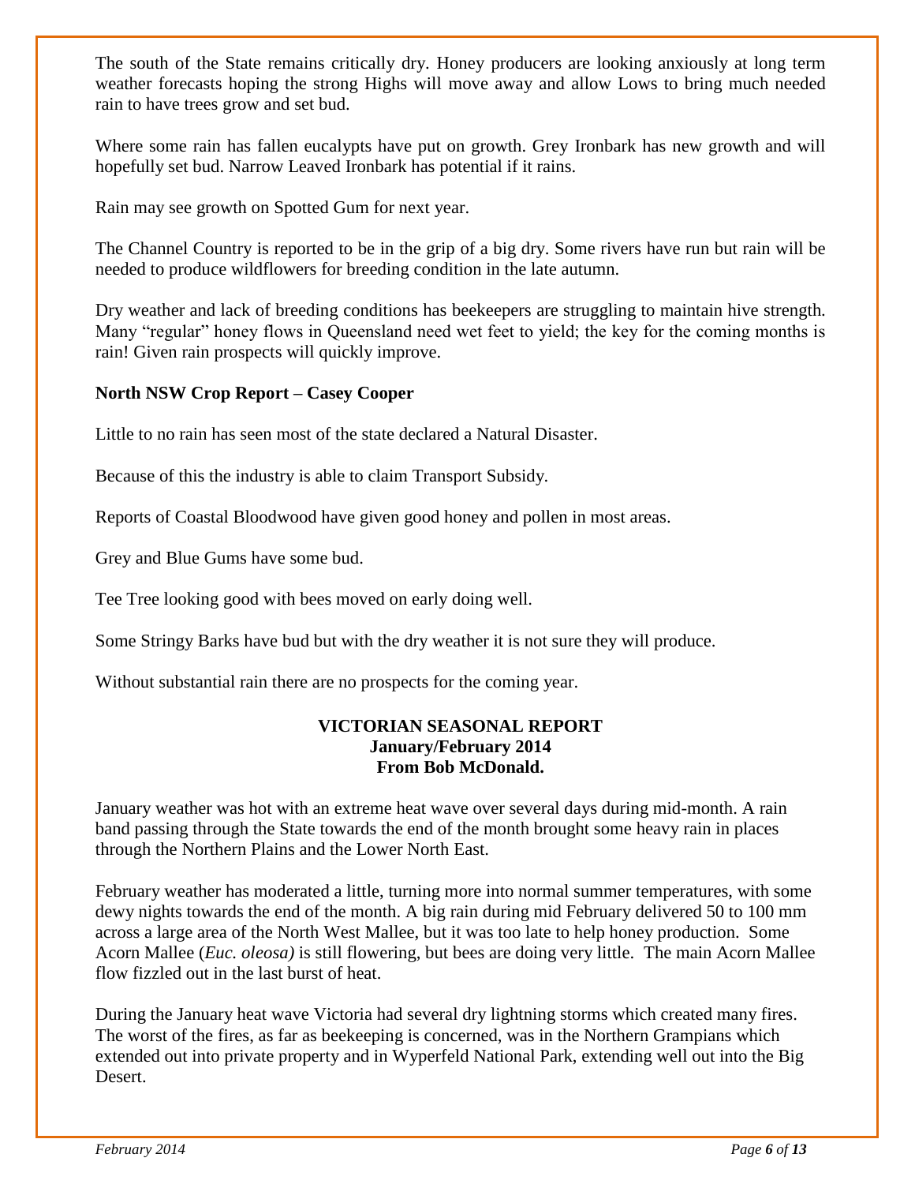The south of the State remains critically dry. Honey producers are looking anxiously at long term weather forecasts hoping the strong Highs will move away and allow Lows to bring much needed rain to have trees grow and set bud.

Where some rain has fallen eucalypts have put on growth. Grey Ironbark has new growth and will hopefully set bud. Narrow Leaved Ironbark has potential if it rains.

Rain may see growth on Spotted Gum for next year.

The Channel Country is reported to be in the grip of a big dry. Some rivers have run but rain will be needed to produce wildflowers for breeding condition in the late autumn.

Dry weather and lack of breeding conditions has beekeepers are struggling to maintain hive strength. Many "regular" honey flows in Queensland need wet feet to yield; the key for the coming months is rain! Given rain prospects will quickly improve.

**North NSW Crop Report – Casey Cooper**

Little to no rain has seen most of the state declared a Natural Disaster.

Because of this the industry is able to claim Transport Subsidy.

Reports of Coastal Bloodwood have given good honey and pollen in most areas.

Grey and Blue Gums have some bud.

Tee Tree looking good with bees moved on early doing well.

Some Stringy Barks have bud but with the dry weather it is not sure they will produce.

Without substantial rain there are no prospects for the coming year.

**VICTORIAN SEASONAL REPORT**
**January/February 2014**
**From Bob McDonald.**

January weather was hot with an extreme heat wave over several days during mid-month. A rain band passing through the State towards the end of the month brought some heavy rain in places through the Northern Plains and the Lower North East.

February weather has moderated a little, turning more into normal summer temperatures, with some dewy nights towards the end of the month. A big rain during mid February delivered 50 to 100 mm across a large area of the North West Mallee, but it was too late to help honey production. Some Acorn Mallee (*Euc. oleosa)* is still flowering, but bees are doing very little. The main Acorn Mallee flow fizzled out in the last burst of heat.

During the January heat wave Victoria had several dry lightning storms which created many fires. The worst of the fires, as far as beekeeping is concerned, was in the Northern Grampians which extended out into private property and in Wyperfeld National Park, extending well out into the Big Desert.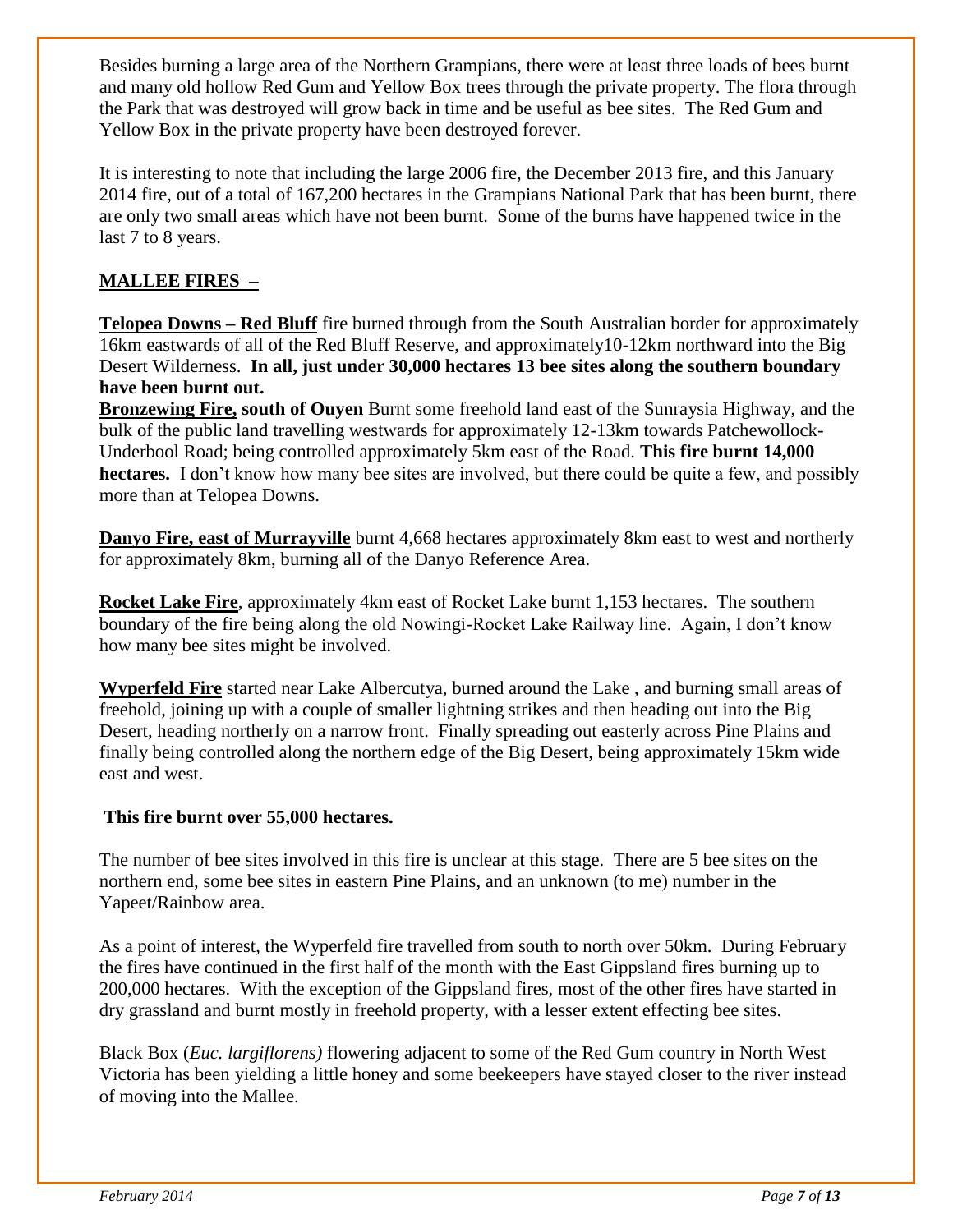Besides burning a large area of the Northern Grampians, there were at least three loads of bees burnt and many old hollow Red Gum and Yellow Box trees through the private property. The flora through the Park that was destroyed will grow back in time and be useful as bee sites. The Red Gum and Yellow Box in the private property have been destroyed forever.

It is interesting to note that including the large 2006 fire, the December 2013 fire, and this January 2014 fire, out of a total of 167,200 hectares in the Grampians National Park that has been burnt, there are only two small areas which have not been burnt. Some of the burns have happened twice in the last 7 to 8 years.

## MALLEE FIRES –

**Telopea Downs – Red Bluff** fire burned through from the South Australian border for approximately 16km eastwards of all of the Red Bluff Reserve, and approximately10-12km northward into the Big Desert Wilderness. **In all, just under 30,000 hectares 13 bee sites along the southern boundary have been burnt out.**

**Bronzewing Fire, south of Ouyen** Burnt some freehold land east of the Sunraysia Highway, and the bulk of the public land travelling westwards for approximately 12-13km towards Patchewollock-Underbool Road; being controlled approximately 5km east of the Road. **This fire burnt 14,000 hectares.** I don't know how many bee sites are involved, but there could be quite a few, and possibly more than at Telopea Downs.

**Danyo Fire, east of Murrayville** burnt 4,668 hectares approximately 8km east to west and northerly for approximately 8km, burning all of the Danyo Reference Area.

**Rocket Lake Fire**, approximately 4km east of Rocket Lake burnt 1,153 hectares. The southern boundary of the fire being along the old Nowingi-Rocket Lake Railway line. Again, I don't know how many bee sites might be involved.

**Wyperfeld Fire** started near Lake Albercutya, burned around the Lake , and burning small areas of freehold, joining up with a couple of smaller lightning strikes and then heading out into the Big Desert, heading northerly on a narrow front. Finally spreading out easterly across Pine Plains and finally being controlled along the northern edge of the Big Desert, being approximately 15km wide east and west.

**This fire burnt over 55,000 hectares.**

The number of bee sites involved in this fire is unclear at this stage. There are 5 bee sites on the northern end, some bee sites in eastern Pine Plains, and an unknown (to me) number in the Yapeet/Rainbow area.

As a point of interest, the Wyperfeld fire travelled from south to north over 50km. During February the fires have continued in the first half of the month with the East Gippsland fires burning up to 200,000 hectares. With the exception of the Gippsland fires, most of the other fires have started in dry grassland and burnt mostly in freehold property, with a lesser extent effecting bee sites.

Black Box (*Euc. largiflorens)* flowering adjacent to some of the Red Gum country in North West Victoria has been yielding a little honey and some beekeepers have stayed closer to the river instead of moving into the Mallee.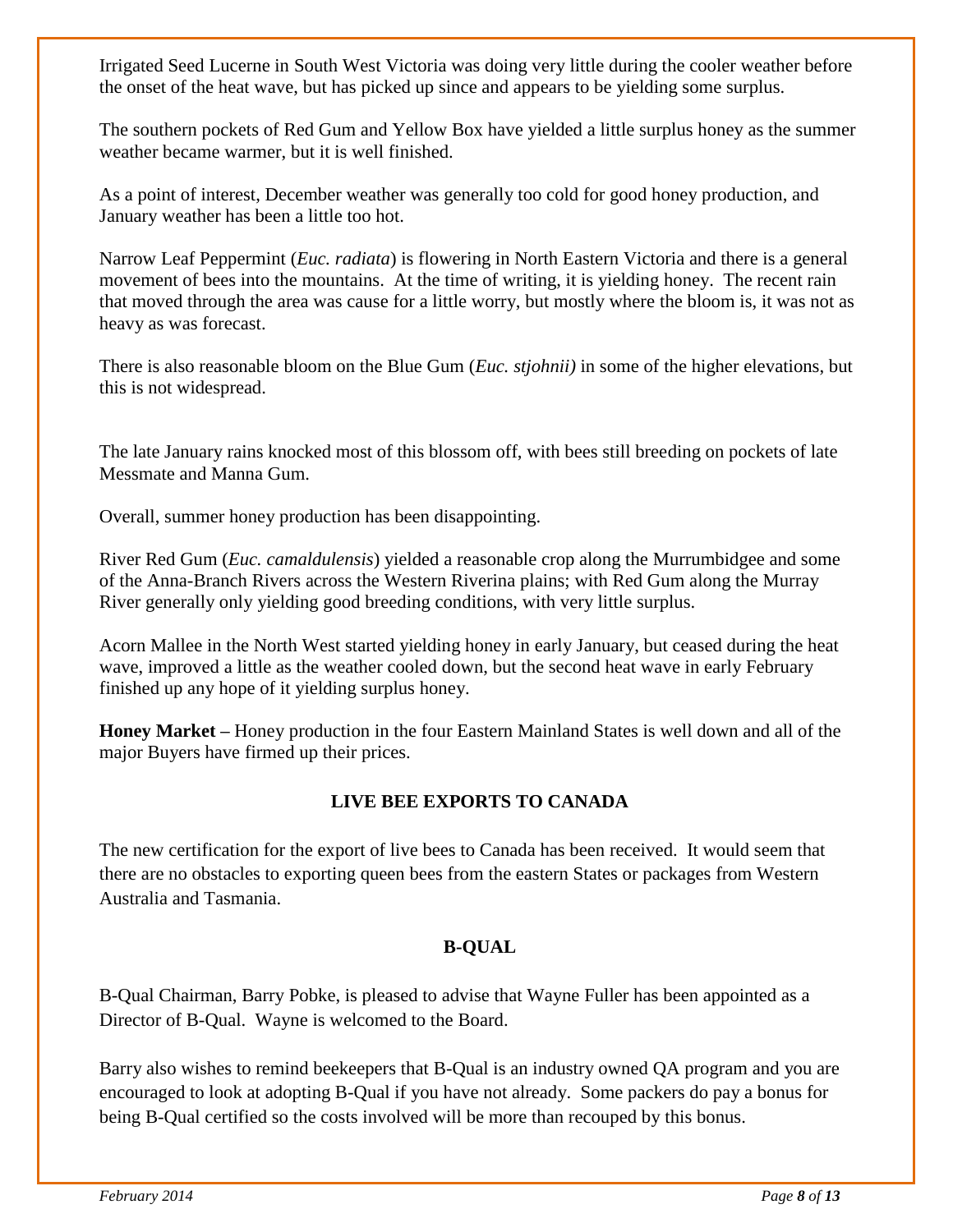Irrigated Seed Lucerne in South West Victoria was doing very little during the cooler weather before the onset of the heat wave, but has picked up since and appears to be yielding some surplus.

The southern pockets of Red Gum and Yellow Box have yielded a little surplus honey as the summer weather became warmer, but it is well finished.

As a point of interest, December weather was generally too cold for good honey production, and January weather has been a little too hot.

Narrow Leaf Peppermint (*Euc. radiata*) is flowering in North Eastern Victoria and there is a general movement of bees into the mountains. At the time of writing, it is yielding honey. The recent rain that moved through the area was cause for a little worry, but mostly where the bloom is, it was not as heavy as was forecast.

There is also reasonable bloom on the Blue Gum (*Euc. stjohnii)* in some of the higher elevations, but this is not widespread.

The late January rains knocked most of this blossom off, with bees still breeding on pockets of late Messmate and Manna Gum.

Overall, summer honey production has been disappointing.

River Red Gum (*Euc. camaldulensis*) yielded a reasonable crop along the Murrumbidgee and some of the Anna-Branch Rivers across the Western Riverina plains; with Red Gum along the Murray River generally only yielding good breeding conditions, with very little surplus.

Acorn Mallee in the North West started yielding honey in early January, but ceased during the heat wave, improved a little as the weather cooled down, but the second heat wave in early February finished up any hope of it yielding surplus honey.

**Honey Market –** Honey production in the four Eastern Mainland States is well down and all of the major Buyers have firmed up their prices.

## LIVE BEE EXPORTS TO CANADA

The new certification for the export of live bees to Canada has been received. It would seem that there are no obstacles to exporting queen bees from the eastern States or packages from Western Australia and Tasmania.

## B-QUAL

B-Qual Chairman, Barry Pobke, is pleased to advise that Wayne Fuller has been appointed as a Director of B-Qual. Wayne is welcomed to the Board.

Barry also wishes to remind beekeepers that B-Qual is an industry owned QA program and you are encouraged to look at adopting B-Qual if you have not already. Some packers do pay a bonus for being B-Qual certified so the costs involved will be more than recouped by this bonus.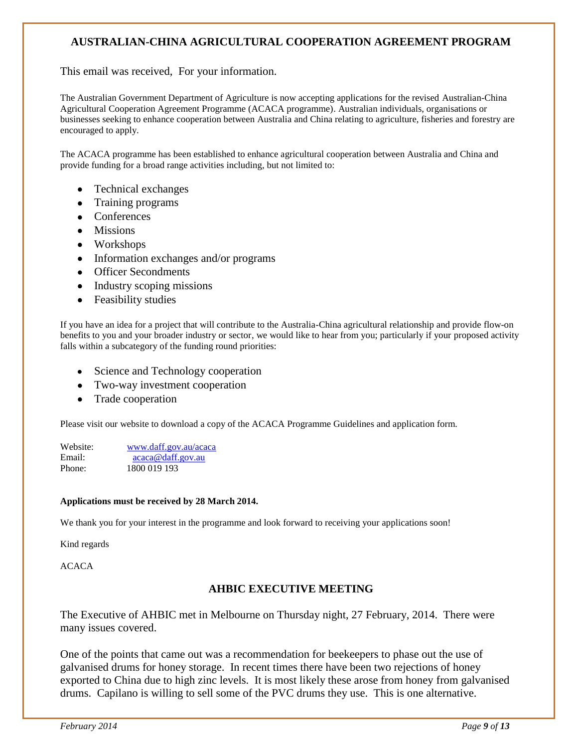## AUSTRALIAN-CHINA AGRICULTURAL COOPERATION AGREEMENT PROGRAM

This email was received, For your information.

The Australian Government Department of Agriculture is now accepting applications for the revised Australian-China Agricultural Cooperation Agreement Programme (ACACA programme). Australian individuals, organisations or businesses seeking to enhance cooperation between Australia and China relating to agriculture, fisheries and forestry are encouraged to apply.

The ACACA programme has been established to enhance agricultural cooperation between Australia and China and provide funding for a broad range activities including, but not limited to:

- Technical exchanges
- Training programs
- Conferences
- Missions
- Workshops
- Information exchanges and/or programs
- Officer Secondments
- Industry scoping missions
- Feasibility studies

If you have an idea for a project that will contribute to the Australia-China agricultural relationship and provide flow-on benefits to you and your broader industry or sector, we would like to hear from you; particularly if your proposed activity falls within a subcategory of the funding round priorities:

- Science and Technology cooperation
- Two-way investment cooperation
- Trade cooperation

Please visit our website to download a copy of the ACACA Programme Guidelines and application form.

Website: www.daff.gov.au/acaca
Email: acaca@daff.gov.au
Phone: 1800 019 193

**Applications must be received by 28 March 2014.**

We thank you for your interest in the programme and look forward to receiving your applications soon!

Kind regards

ACACA

## AHBIC EXECUTIVE MEETING

The Executive of AHBIC met in Melbourne on Thursday night, 27 February, 2014. There were many issues covered.

One of the points that came out was a recommendation for beekeepers to phase out the use of galvanised drums for honey storage. In recent times there have been two rejections of honey exported to China due to high zinc levels. It is most likely these arose from honey from galvanised drums. Capilano is willing to sell some of the PVC drums they use. This is one alternative.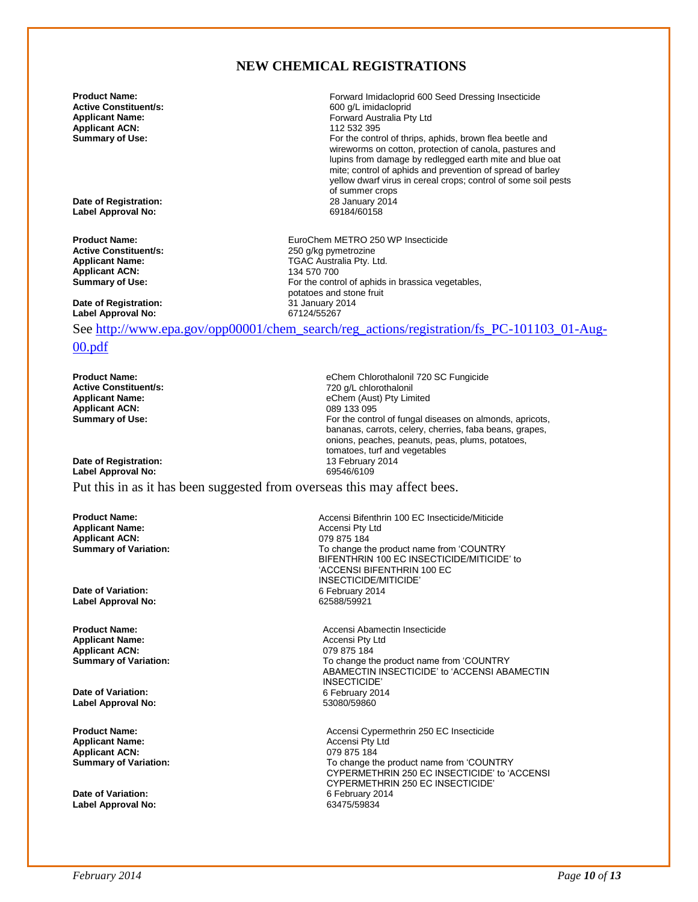## NEW CHEMICAL REGISTRATIONS

**Product Name:** Forward Imidacloprid 600 Seed Dressing Insecticide
**Active Constituent/s:** 600 g/L imidacloprid
**Applicant Name:** Forward Australia Pty Ltd
**Applicant ACN:** 112 532 395
**Summary of Use:** For the control of thrips, aphids, brown flea beetle and wireworms on cotton, protection of canola, pastures and lupins from damage by redlegged earth mite and blue oat mite; control of aphids and prevention of spread of barley yellow dwarf virus in cereal crops; control of some soil pests of summer crops
**Date of Registration:** 28 January 2014
**Label Approval No:** 69184/60158

**Product Name:** EuroChem METRO 250 WP Insecticide
**Active Constituent/s:** 250 g/kg pymetrozine
**Applicant Name:** TGAC Australia Pty. Ltd.
**Applicant ACN:** 134 570 700
**Summary of Use:** For the control of aphids in brassica vegetables, potatoes and stone fruit
**Date of Registration:** 31 January 2014
**Label Approval No:** 67124/55267

See http://www.epa.gov/opp00001/chem_search/reg_actions/registration/fs_PC-101103_01-Aug-00.pdf

**Product Name:** eChem Chlorothalonil 720 SC Fungicide
**Active Constituent/s:** 720 g/L chlorothalonil
**Applicant Name:** eChem (Aust) Pty Limited
**Applicant ACN:** 089 133 095
**Summary of Use:** For the control of fungal diseases on almonds, apricots, bananas, carrots, celery, cherries, faba beans, grapes, onions, peaches, peanuts, peas, plums, potatoes, tomatoes, turf and vegetables
**Date of Registration:** 13 February 2014
**Label Approval No:** 69546/6109

Put this in as it has been suggested from overseas this may affect bees.

**Product Name:** Accensi Bifenthrin 100 EC Insecticide/Miticide
**Applicant Name:** Accensi Pty Ltd
**Applicant ACN:** 079 875 184
**Summary of Variation:** To change the product name from 'COUNTRY BIFENTHRIN 100 EC INSECTICIDE/MITICIDE' to 'ACCENSI BIFENTHRIN 100 EC INSECTICIDE/MITICIDE'
**Date of Variation:** 6 February 2014
**Label Approval No:** 62588/59921

**Product Name:** Accensi Abamectin Insecticide
**Applicant Name:** Accensi Pty Ltd
**Applicant ACN:** 079 875 184
**Summary of Variation:** To change the product name from 'COUNTRY ABAMECTIN INSECTICIDE' to 'ACCENSI ABAMECTIN INSECTICIDE'
**Date of Variation:** 6 February 2014
**Label Approval No:** 53080/59860

**Product Name:** Accensi Cypermethrin 250 EC Insecticide
**Applicant Name:** Accensi Pty Ltd
**Applicant ACN:** 079 875 184
**Summary of Variation:** To change the product name from 'COUNTRY CYPERMETHRIN 250 EC INSECTICIDE' to 'ACCENSI CYPERMETHRIN 250 EC INSECTICIDE'
**Date of Variation:** 6 February 2014
**Label Approval No:** 63475/59834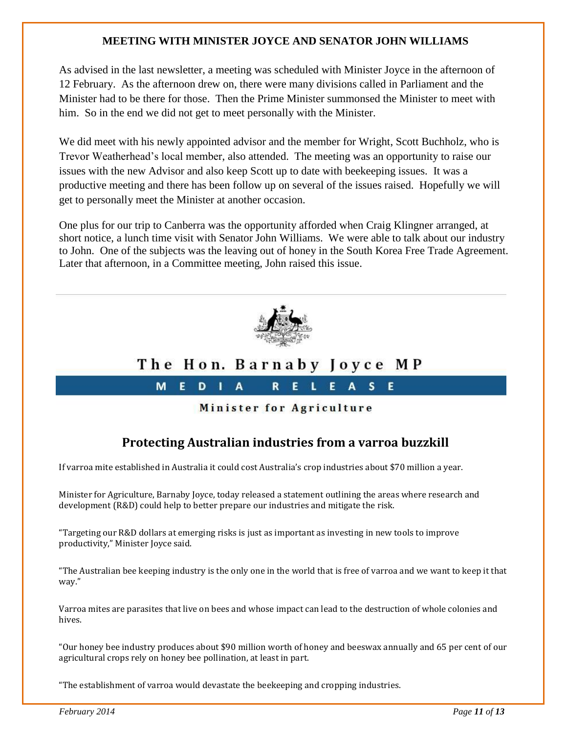## MEETING WITH MINISTER JOYCE AND SENATOR JOHN WILLIAMS

As advised in the last newsletter, a meeting was scheduled with Minister Joyce in the afternoon of 12 February. As the afternoon drew on, there were many divisions called in Parliament and the Minister had to be there for those. Then the Prime Minister summonsed the Minister to meet with him. So in the end we did not get to meet personally with the Minister.

We did meet with his newly appointed advisor and the member for Wright, Scott Buchholz, who is Trevor Weatherhead's local member, also attended. The meeting was an opportunity to raise our issues with the new Advisor and also keep Scott up to date with beekeeping issues. It was a productive meeting and there has been follow up on several of the issues raised. Hopefully we will get to personally meet the Minister at another occasion.

One plus for our trip to Canberra was the opportunity afforded when Craig Klingner arranged, at short notice, a lunch time visit with Senator John Williams. We were able to talk about our industry to John. One of the subjects was the leaving out of honey in the South Korea Free Trade Agreement. Later that afternoon, in a Committee meeting, John raised this issue.

---

**The Hon. Barnaby Joyce MP**

**MEDIA RELEASE**

**Minister for Agriculture**

## Protecting Australian industries from a varroa buzzkill

If varroa mite established in Australia it could cost Australia's crop industries about $70 million a year.

Minister for Agriculture, Barnaby Joyce, today released a statement outlining the areas where research and development (R&D) could help to better prepare our industries and mitigate the risk.

"Targeting our R&D dollars at emerging risks is just as important as investing in new tools to improve productivity," Minister Joyce said.

"The Australian bee keeping industry is the only one in the world that is free of varroa and we want to keep it that way."

Varroa mites are parasites that live on bees and whose impact can lead to the destruction of whole colonies and hives.

"Our honey bee industry produces about $90 million worth of honey and beeswax annually and 65 per cent of our agricultural crops rely on honey bee pollination, at least in part.

"The establishment of varroa would devastate the beekeeping and cropping industries.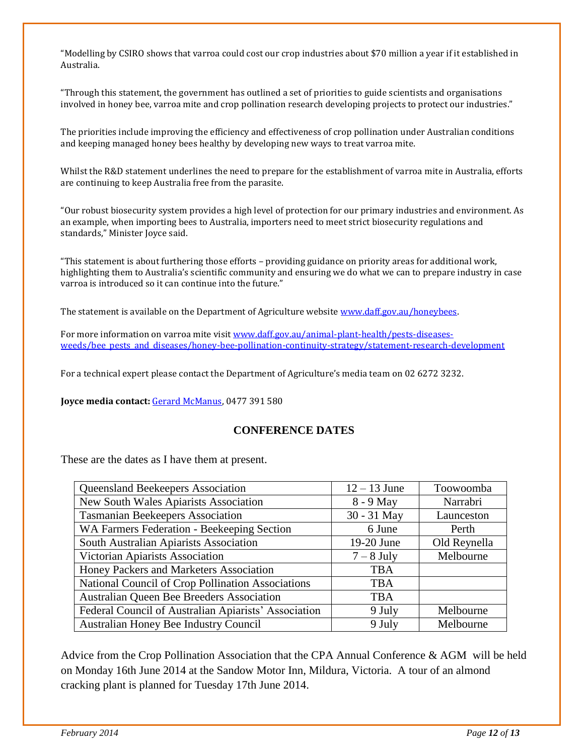"Modelling by CSIRO shows that varroa could cost our crop industries about $70 million a year if it established in Australia.

"Through this statement, the government has outlined a set of priorities to guide scientists and organisations involved in honey bee, varroa mite and crop pollination research developing projects to protect our industries."

The priorities include improving the efficiency and effectiveness of crop pollination under Australian conditions and keeping managed honey bees healthy by developing new ways to treat varroa mite.

Whilst the R&D statement underlines the need to prepare for the establishment of varroa mite in Australia, efforts are continuing to keep Australia free from the parasite.

"Our robust biosecurity system provides a high level of protection for our primary industries and environment. As an example, when importing bees to Australia, importers need to meet strict biosecurity regulations and standards," Minister Joyce said.

"This statement is about furthering those efforts – providing guidance on priority areas for additional work, highlighting them to Australia's scientific community and ensuring we do what we can to prepare industry in case varroa is introduced so it can continue into the future."

The statement is available on the Department of Agriculture website www.daff.gov.au/honeybees.

For more information on varroa mite visit www.daff.gov.au/animal-plant-health/pests-diseases-weeds/bee_pests_and_diseases/honey-bee-pollination-continuity-strategy/statement-research-development

For a technical expert please contact the Department of Agriculture's media team on 02 6272 3232.

**Joyce media contact:** Gerard McManus, 0477 391 580

## CONFERENCE DATES

These are the dates as I have them at present.

| | | |
|---|---|---|
| Queensland Beekeepers Association | 12 – 13 June | Toowoomba |
| New South Wales Apiarists Association | 8 - 9 May | Narrabri |
| Tasmanian Beekeepers Association | 30 - 31 May | Launceston |
| WA Farmers Federation - Beekeeping Section | 6 June | Perth |
| South Australian Apiarists Association | 19-20 June | Old Reynella |
| Victorian Apiarists Association | 7 – 8 July | Melbourne |
| Honey Packers and Marketers Association | TBA | |
| National Council of Crop Pollination Associations | TBA | |
| Australian Queen Bee Breeders Association | TBA | |
| Federal Council of Australian Apiarists' Association | 9 July | Melbourne |
| Australian Honey Bee Industry Council | 9 July | Melbourne |

Advice from the Crop Pollination Association that the CPA Annual Conference & AGM will be held on Monday 16th June 2014 at the Sandow Motor Inn, Mildura, Victoria. A tour of an almond cracking plant is planned for Tuesday 17th June 2014.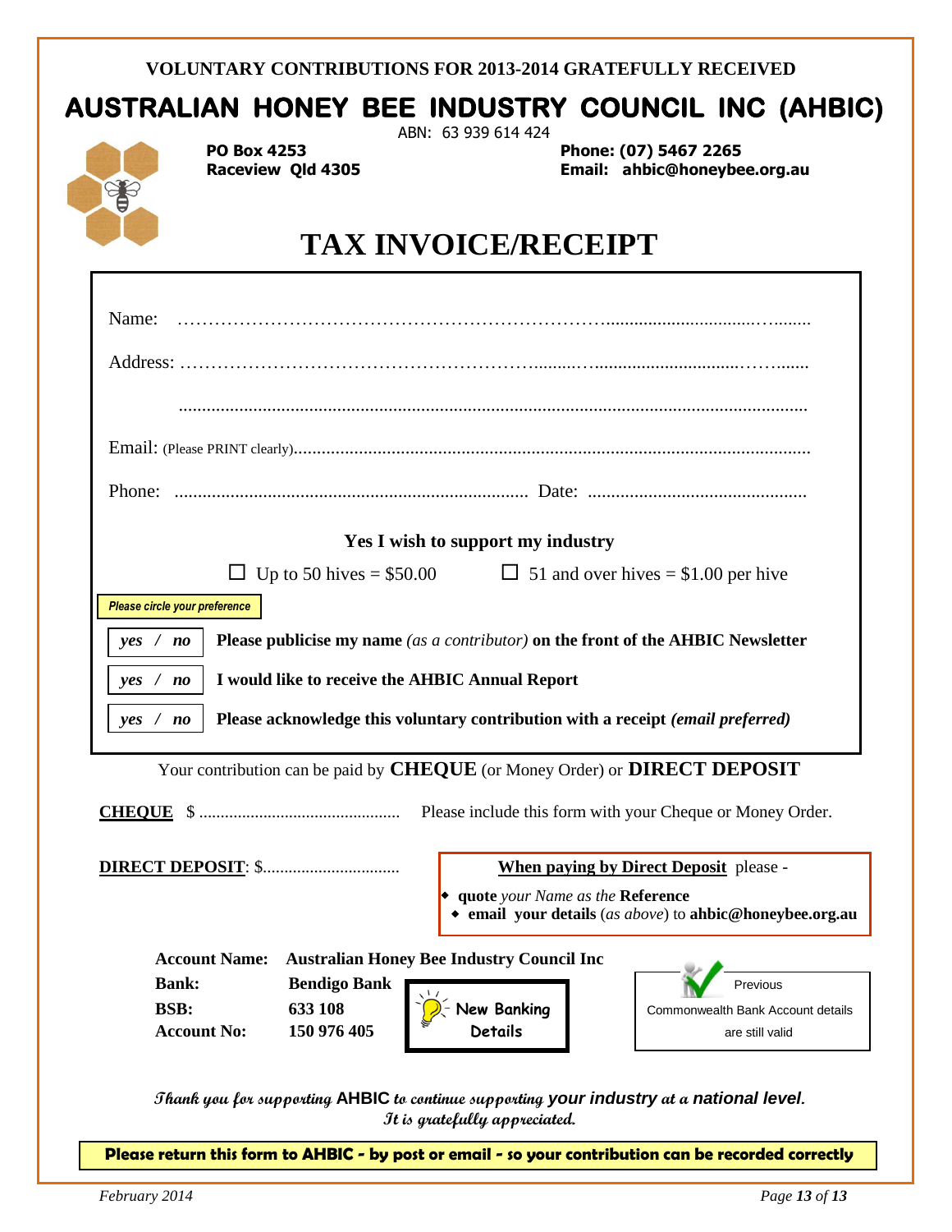**VOLUNTARY CONTRIBUTIONS FOR 2013-2014 GRATEFULLY RECEIVED**

# AUSTRALIAN HONEY BEE INDUSTRY COUNCIL INC (AHBIC)

ABN: 63 939 614 424

**PO Box 4253**
**Raceview Qld 4305**

**Phone: (07) 5467 2265**
**Email: ahbic@honeybee.org.au**

# TAX INVOICE/RECEIPT

Name: ..........................................................................................................................

Address: ......................................................................................................................

.......................................................................................................................................

Email: (Please PRINT clearly).........................................................................................

Phone: ............................................................................ Date: ...............................................

**Yes I wish to support my industry**

☐ Up to 50 hives = $50.00 ☐ 51 and over hives = $1.00 per hive

*Please circle your preference*

| | |
|---|---|
| *yes / no* | **Please publicise my name** *(as a contributor)* **on the front of the AHBIC Newsletter** |
| *yes / no* | **I would like to receive the AHBIC Annual Report** |
| *yes / no* | **Please acknowledge this voluntary contribution with a receipt** ***(email preferred)*** |

Your contribution can be paid by **CHEQUE** (or Money Order) or **DIRECT DEPOSIT**

**CHEQUE** $ .............................................. Please include this form with your Cheque or Money Order.

**DIRECT DEPOSIT**: $...............................

**When paying by Direct Deposit** please -
- **quote** *your Name as the* **Reference**
- **email your details** (*as above*) to **ahbic@honeybee.org.au**

| | |
|---|---|
| **Account Name:** | **Australian Honey Bee Industry Council Inc** |
| **Bank:** | **Bendigo Bank** |
| **BSB:** | **633 108** |
| **Account No:** | **150 976 405** |

New Banking Details

Previous Commonwealth Bank Account details are still valid

*Thank you for supporting AHBIC to continue supporting your industry at a national level. It is gratefully appreciated.*

**Please return this form to AHBIC - by post or email - so your contribution can be recorded correctly**

*February 2014*